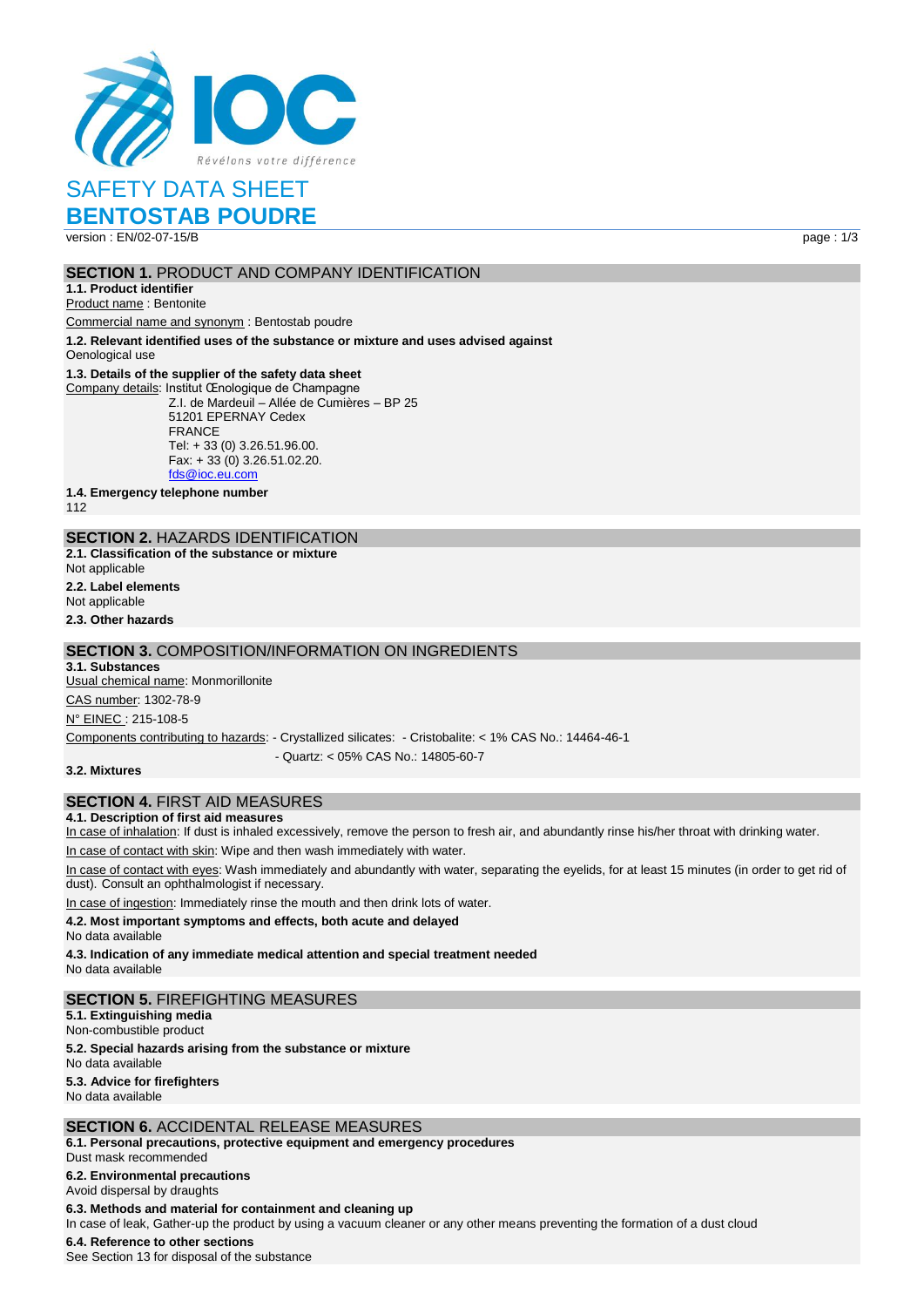IOC

*Révélons votre différence*

# SAFETY DATA SHEET

# BENTOSTAB POUDRE

version : EN/02-07-15/B

## SECTION 1. PRODUCT AND COMPANY IDENTIFICATION

**1.1. Product identifier**

Product name : Bentonite

Commercial name and synonym : Bentostab poudre

**1.2. Relevant identified uses of the substance or mixture and uses advised against**

Oenological use

**1.3. Details of the supplier of the safety data sheet**

Company details: Institut Œnologique de Champagne
Z.I. de Mardeuil – Allée de Cumières – BP 25
51201 EPERNAY Cedex
FRANCE
Tel: + 33 (0) 3.26.51.96.00.
Fax: + 33 (0) 3.26.51.02.20.
fds@ioc.eu.com

**1.4. Emergency telephone number**

112

## SECTION 2. HAZARDS IDENTIFICATION

**2.1. Classification of the substance or mixture**

Not applicable

**2.2. Label elements**

Not applicable

**2.3. Other hazards**

## SECTION 3. COMPOSITION/INFORMATION ON INGREDIENTS

**3.1. Substances**

Usual chemical name: Monmorillonite

CAS number: 1302-78-9

N° EINEC : 215-108-5

Components contributing to hazards: - Crystallized silicates: - Cristobalite: < 1% CAS No.: 14464-46-1
- Quartz: < 05% CAS No.: 14805-60-7

**3.2. Mixtures**

## SECTION 4. FIRST AID MEASURES

**4.1. Description of first aid measures**

In case of inhalation: If dust is inhaled excessively, remove the person to fresh air, and abundantly rinse his/her throat with drinking water.

In case of contact with skin: Wipe and then wash immediately with water.

In case of contact with eyes: Wash immediately and abundantly with water, separating the eyelids, for at least 15 minutes (in order to get rid of dust). Consult an ophthalmologist if necessary.

In case of ingestion: Immediately rinse the mouth and then drink lots of water.

**4.2. Most important symptoms and effects, both acute and delayed**

No data available

**4.3. Indication of any immediate medical attention and special treatment needed**

No data available

## SECTION 5. FIREFIGHTING MEASURES

**5.1. Extinguishing media**

Non-combustible product

**5.2. Special hazards arising from the substance or mixture**

No data available

**5.3. Advice for firefighters**

No data available

## SECTION 6. ACCIDENTAL RELEASE MEASURES

**6.1. Personal precautions, protective equipment and emergency procedures**

Dust mask recommended

**6.2. Environmental precautions**

Avoid dispersal by draughts

**6.3. Methods and material for containment and cleaning up**

In case of leak, Gather-up the product by using a vacuum cleaner or any other means preventing the formation of a dust cloud

**6.4. Reference to other sections**

See Section 13 for disposal of the substance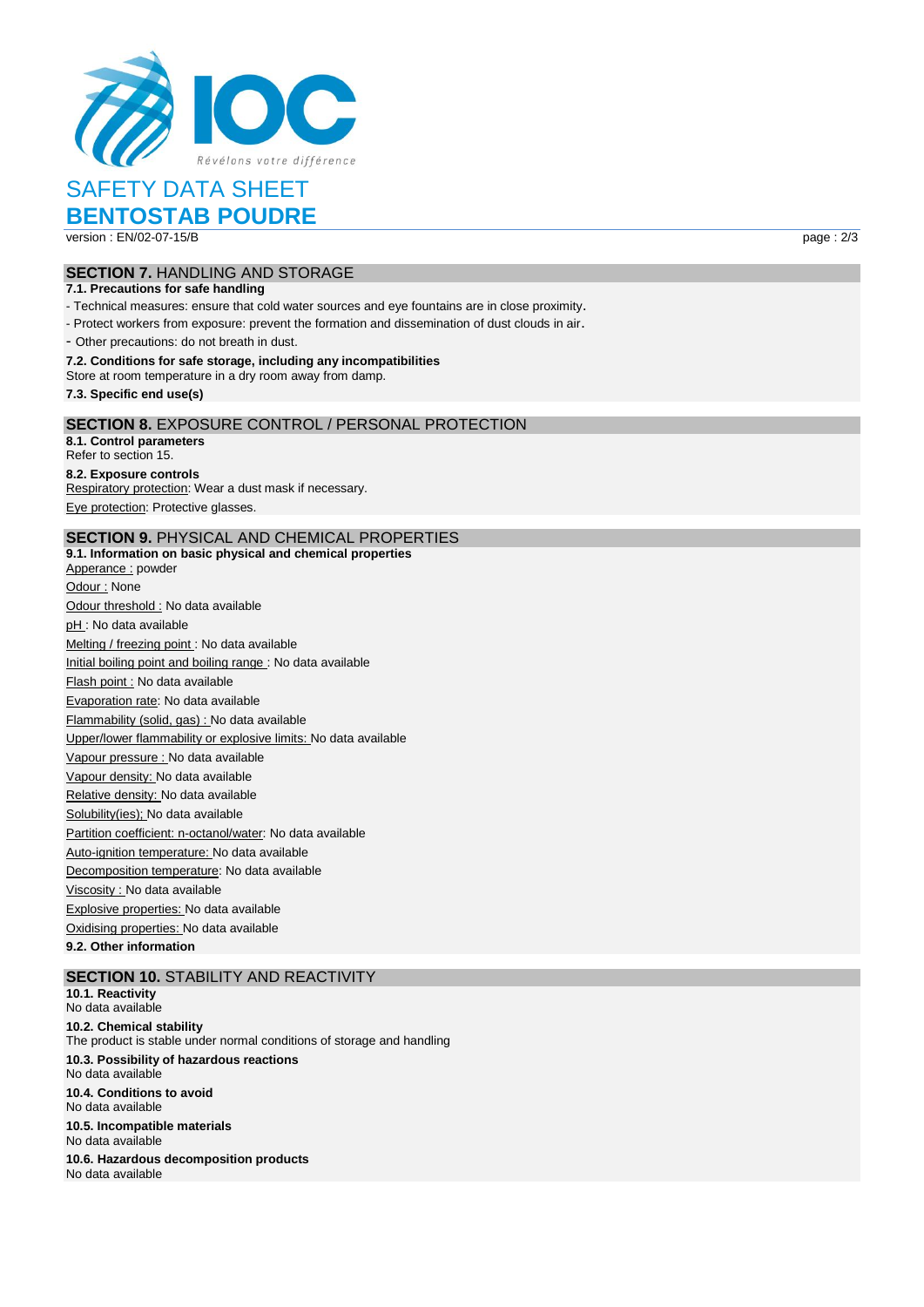## SECTION 7. HANDLING AND STORAGE

**7.1. Precautions for safe handling**

- Technical measures: ensure that cold water sources and eye fountains are in close proximity.
- Protect workers from exposure: prevent the formation and dissemination of dust clouds in air.
- Other precautions: do not breath in dust.

**7.2. Conditions for safe storage, including any incompatibilities**

Store at room temperature in a dry room away from damp.

**7.3. Specific end use(s)**

## SECTION 8. EXPOSURE CONTROL / PERSONAL PROTECTION

**8.1. Control parameters**

Refer to section 15.

**8.2. Exposure controls**

Respiratory protection: Wear a dust mask if necessary.

Eye protection: Protective glasses.

## SECTION 9. PHYSICAL AND CHEMICAL PROPERTIES

**9.1. Information on basic physical and chemical properties**

Apperance : powder

Odour : None

Odour threshold : No data available

pH : No data available

Melting / freezing point : No data available

Initial boiling point and boiling range : No data available

Flash point : No data available

Evaporation rate: No data available

Flammability (solid, gas) : No data available

Upper/lower flammability or explosive limits: No data available

Vapour pressure : No data available

Vapour density: No data available

Relative density: No data available

Solubility(ies); No data available

Partition coefficient: n-octanol/water: No data available

Auto-ignition temperature: No data available

Decomposition temperature: No data available

Viscosity : No data available

Explosive properties: No data available

Oxidising properties: No data available

**9.2. Other information**

## SECTION 10. STABILITY AND REACTIVITY

**10.1. Reactivity**

No data available

**10.2. Chemical stability**

The product is stable under normal conditions of storage and handling

**10.3. Possibility of hazardous reactions**

No data available

**10.4. Conditions to avoid**

No data available

**10.5. Incompatible materials**

No data available

**10.6. Hazardous decomposition products**

No data available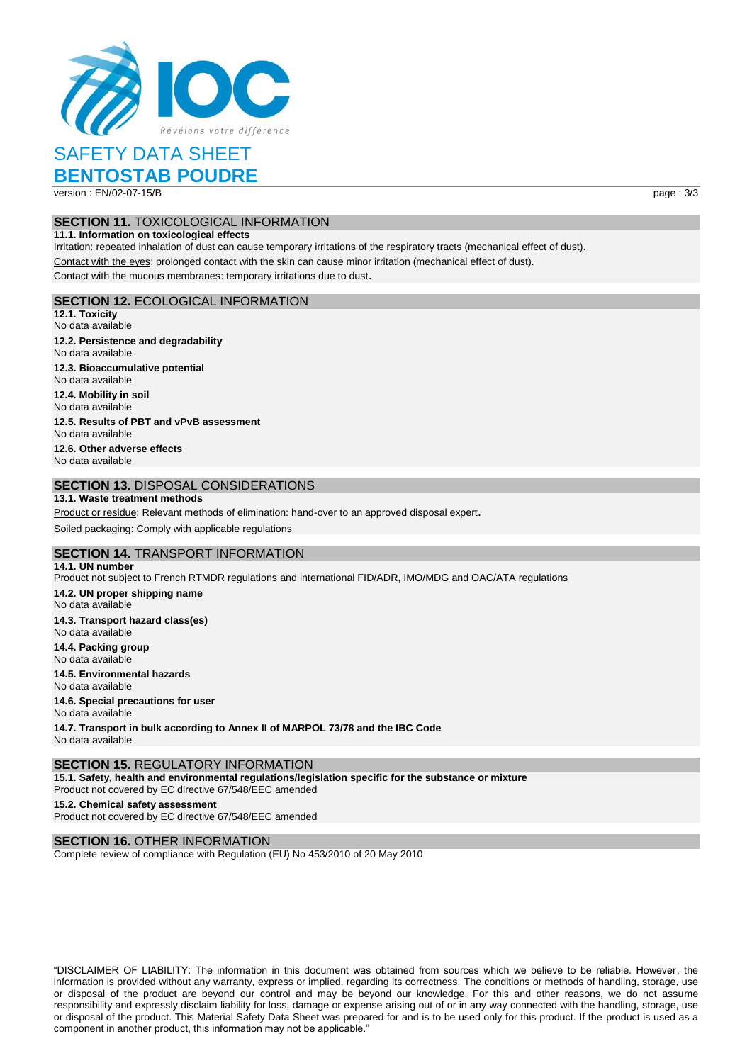# SAFETY DATA SHEET

# BENTOSTAB POUDRE

version : EN/02-07-15/B

## SECTION 11. TOXICOLOGICAL INFORMATION

**11.1. Information on toxicological effects**

Irritation: repeated inhalation of dust can cause temporary irritations of the respiratory tracts (mechanical effect of dust).

Contact with the eyes: prolonged contact with the skin can cause minor irritation (mechanical effect of dust).

Contact with the mucous membranes: temporary irritations due to dust.

## SECTION 12. ECOLOGICAL INFORMATION

**12.1. Toxicity**
No data available

**12.2. Persistence and degradability**
No data available

**12.3. Bioaccumulative potential**
No data available

**12.4. Mobility in soil**
No data available

**12.5. Results of PBT and vPvB assessment**
No data available

**12.6. Other adverse effects**
No data available

## SECTION 13. DISPOSAL CONSIDERATIONS

**13.1. Waste treatment methods**

Product or residue: Relevant methods of elimination: hand-over to an approved disposal expert.

Soiled packaging: Comply with applicable regulations

## SECTION 14. TRANSPORT INFORMATION

**14.1. UN number**
Product not subject to French RTMDR regulations and international FID/ADR, IMO/MDG and OAC/ATA regulations

**14.2. UN proper shipping name**
No data available

**14.3. Transport hazard class(es)**
No data available

**14.4. Packing group**
No data available

**14.5. Environmental hazards**
No data available

**14.6. Special precautions for user**
No data available

**14.7. Transport in bulk according to Annex II of MARPOL 73/78 and the IBC Code**
No data available

## SECTION 15. REGULATORY INFORMATION

**15.1. Safety, health and environmental regulations/legislation specific for the substance or mixture**
Product not covered by EC directive 67/548/EEC amended

**15.2. Chemical safety assessment**
Product not covered by EC directive 67/548/EEC amended

## SECTION 16. OTHER INFORMATION

Complete review of compliance with Regulation (EU) No 453/2010 of 20 May 2010

"DISCLAIMER OF LIABILITY: The information in this document was obtained from sources which we believe to be reliable. However, the information is provided without any warranty, express or implied, regarding its correctness. The conditions or methods of handling, storage, use or disposal of the product are beyond our control and may be beyond our knowledge. For this and other reasons, we do not assume responsibility and expressly disclaim liability for loss, damage or expense arising out of or in any way connected with the handling, storage, use or disposal of the product. This Material Safety Data Sheet was prepared for and is to be used only for this product. If the product is used as a component in another product, this information may not be applicable."